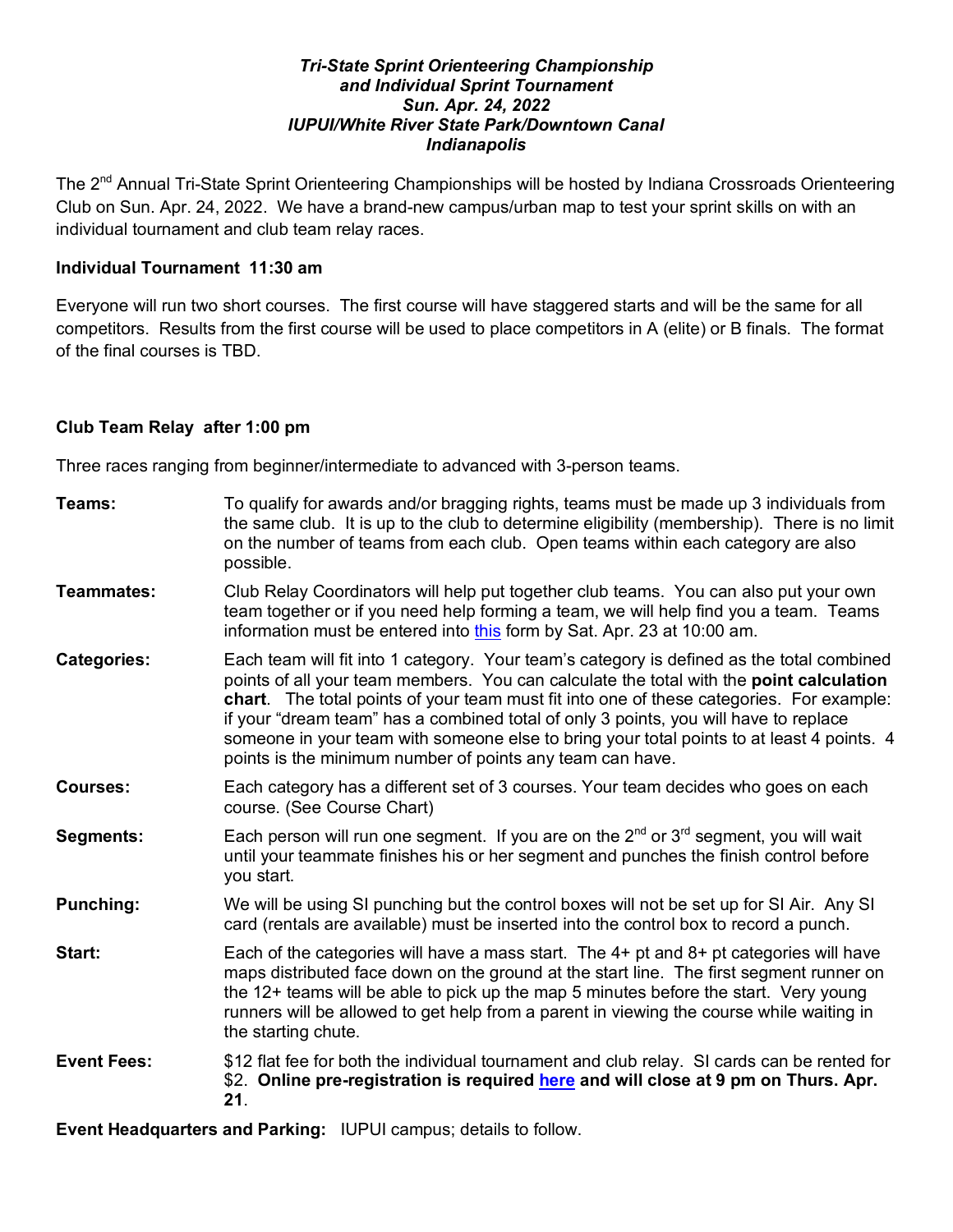***Tri-State Sprint Orienteering Championship***
***and Individual Sprint Tournament***
***Sun. Apr. 24, 2022***
***IUPUI/White River State Park/Downtown Canal***
***Indianapolis***

The 2nd Annual Tri-State Sprint Orienteering Championships will be hosted by Indiana Crossroads Orienteering Club on Sun. Apr. 24, 2022. We have a brand-new campus/urban map to test your sprint skills on with an individual tournament and club team relay races.

**Individual Tournament 11:30 am**

Everyone will run two short courses. The first course will have staggered starts and will be the same for all competitors. Results from the first course will be used to place competitors in A (elite) or B finals. The format of the final courses is TBD.

**Club Team Relay after 1:00 pm**

Three races ranging from beginner/intermediate to advanced with 3-person teams.

**Teams:** To qualify for awards and/or bragging rights, teams must be made up 3 individuals from the same club. It is up to the club to determine eligibility (membership). There is no limit on the number of teams from each club. Open teams within each category are also possible.

**Teammates:** Club Relay Coordinators will help put together club teams. You can also put your own team together or if you need help forming a team, we will help find you a team. Teams information must be entered into this form by Sat. Apr. 23 at 10:00 am.

**Categories:** Each team will fit into 1 category. Your team's category is defined as the total combined points of all your team members. You can calculate the total with the **point calculation chart**. The total points of your team must fit into one of these categories. For example: if your "dream team" has a combined total of only 3 points, you will have to replace someone in your team with someone else to bring your total points to at least 4 points. 4 points is the minimum number of points any team can have.

**Courses:** Each category has a different set of 3 courses. Your team decides who goes on each course. (See Course Chart)

**Segments:** Each person will run one segment. If you are on the 2nd or 3rd segment, you will wait until your teammate finishes his or her segment and punches the finish control before you start.

**Punching:** We will be using SI punching but the control boxes will not be set up for SI Air. Any SI card (rentals are available) must be inserted into the control box to record a punch.

**Start:** Each of the categories will have a mass start. The 4+ pt and 8+ pt categories will have maps distributed face down on the ground at the start line. The first segment runner on the 12+ teams will be able to pick up the map 5 minutes before the start. Very young runners will be allowed to get help from a parent in viewing the course while waiting in the starting chute.

**Event Fees:** $12 flat fee for both the individual tournament and club relay. SI cards can be rented for $2. **Online pre-registration is required here and will close at 9 pm on Thurs. Apr. 21**.

**Event Headquarters and Parking:** IUPUI campus; details to follow.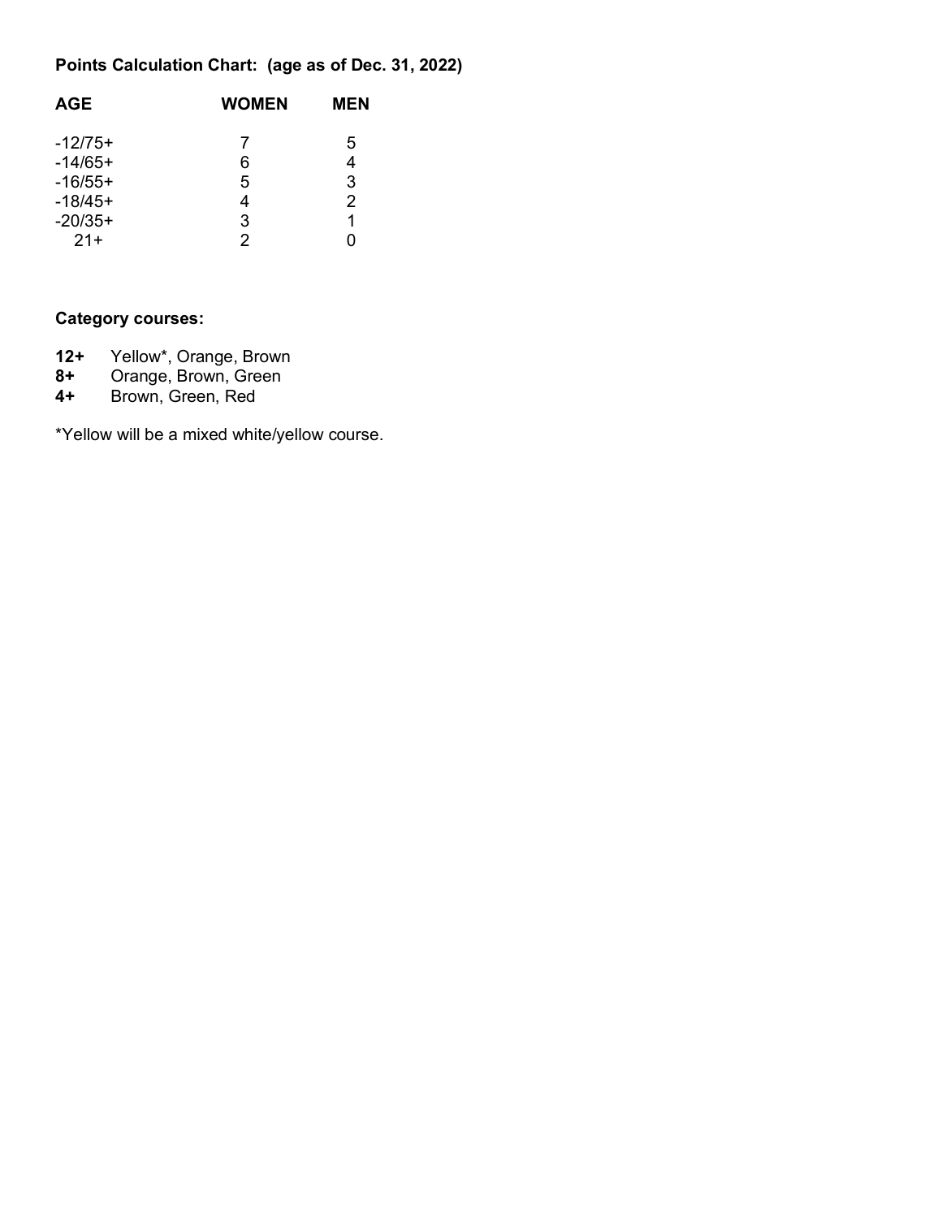**Points Calculation Chart: (age as of Dec. 31, 2022)**

| AGE | WOMEN | MEN |
|---|---|---|
| -12/75+ | 7 | 5 |
| -14/65+ | 6 | 4 |
| -16/55+ | 5 | 3 |
| -18/45+ | 4 | 2 |
| -20/35+ | 3 | 1 |
| 21+ | 2 | 0 |

**Category courses:**

**12+** Yellow*, Orange, Brown
**8+** Orange, Brown, Green
**4+** Brown, Green, Red

*Yellow will be a mixed white/yellow course.